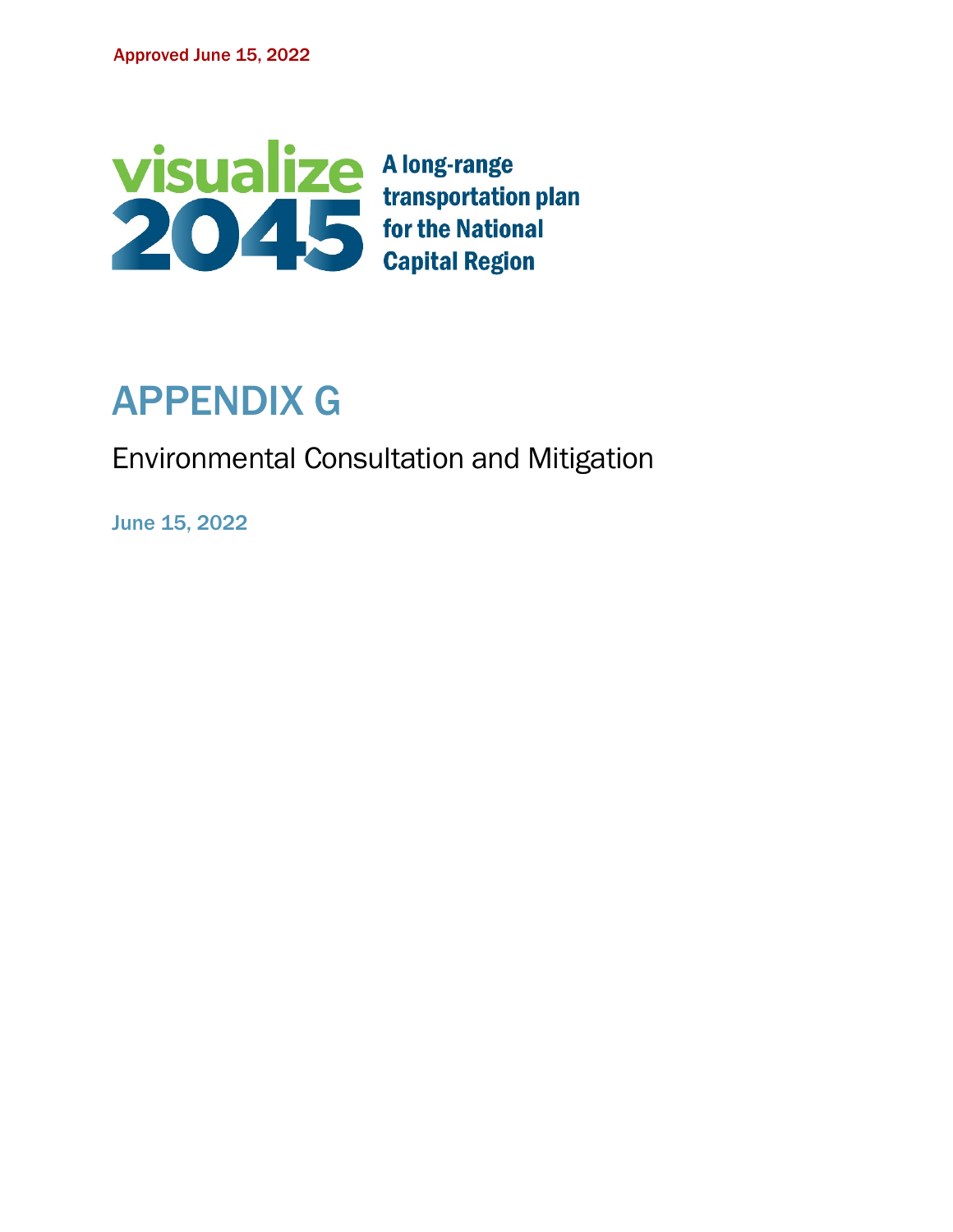Approved June 15, 2022

visualize 2045

A long-range transportation plan for the National Capital Region

# APPENDIX G

## Environmental Consultation and Mitigation

June 15, 2022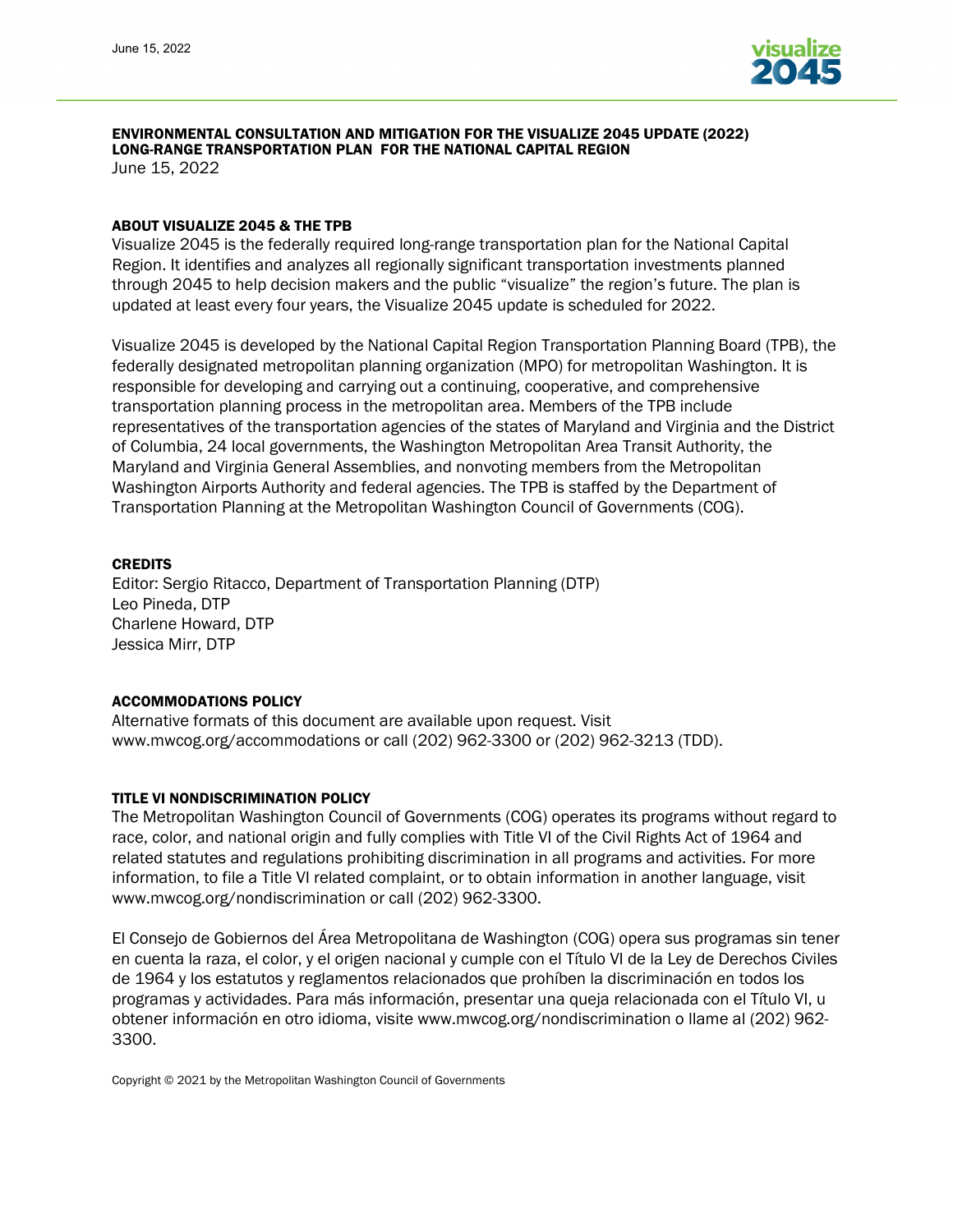**ENVIRONMENTAL CONSULTATION AND MITIGATION FOR THE VISUALIZE 2045 UPDATE (2022) LONG-RANGE TRANSPORTATION PLAN FOR THE NATIONAL CAPITAL REGION**

June 15, 2022

### ABOUT VISUALIZE 2045 & THE TPB

Visualize 2045 is the federally required long-range transportation plan for the National Capital Region. It identifies and analyzes all regionally significant transportation investments planned through 2045 to help decision makers and the public "visualize" the region's future. The plan is updated at least every four years, the Visualize 2045 update is scheduled for 2022.

Visualize 2045 is developed by the National Capital Region Transportation Planning Board (TPB), the federally designated metropolitan planning organization (MPO) for metropolitan Washington. It is responsible for developing and carrying out a continuing, cooperative, and comprehensive transportation planning process in the metropolitan area. Members of the TPB include representatives of the transportation agencies of the states of Maryland and Virginia and the District of Columbia, 24 local governments, the Washington Metropolitan Area Transit Authority, the Maryland and Virginia General Assemblies, and nonvoting members from the Metropolitan Washington Airports Authority and federal agencies. The TPB is staffed by the Department of Transportation Planning at the Metropolitan Washington Council of Governments (COG).

### CREDITS

Editor: Sergio Ritacco, Department of Transportation Planning (DTP)
Leo Pineda, DTP
Charlene Howard, DTP
Jessica Mirr, DTP

### ACCOMMODATIONS POLICY

Alternative formats of this document are available upon request. Visit www.mwcog.org/accommodations or call (202) 962-3300 or (202) 962-3213 (TDD).

### TITLE VI NONDISCRIMINATION POLICY

The Metropolitan Washington Council of Governments (COG) operates its programs without regard to race, color, and national origin and fully complies with Title VI of the Civil Rights Act of 1964 and related statutes and regulations prohibiting discrimination in all programs and activities. For more information, to file a Title VI related complaint, or to obtain information in another language, visit www.mwcog.org/nondiscrimination or call (202) 962-3300.

El Consejo de Gobiernos del Área Metropolitana de Washington (COG) opera sus programas sin tener en cuenta la raza, el color, y el origen nacional y cumple con el Título VI de la Ley de Derechos Civiles de 1964 y los estatutos y reglamentos relacionados que prohíben la discriminación en todos los programas y actividades. Para más información, presentar una queja relacionada con el Título VI, u obtener información en otro idioma, visite www.mwcog.org/nondiscrimination o llame al (202) 962-3300.

Copyright © 2021 by the Metropolitan Washington Council of Governments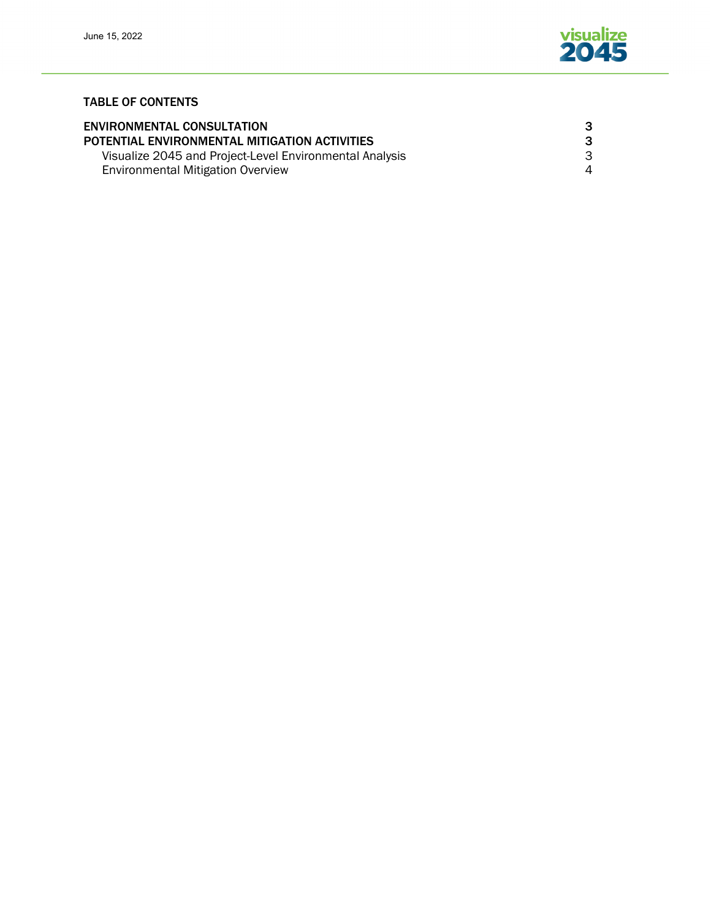## TABLE OF CONTENTS

| | |
|---|---|
| **ENVIRONMENTAL CONSULTATION** | **3** |
| **POTENTIAL ENVIRONMENTAL MITIGATION ACTIVITIES** | **3** |
| Visualize 2045 and Project-Level Environmental Analysis | 3 |
| Environmental Mitigation Overview | 4 |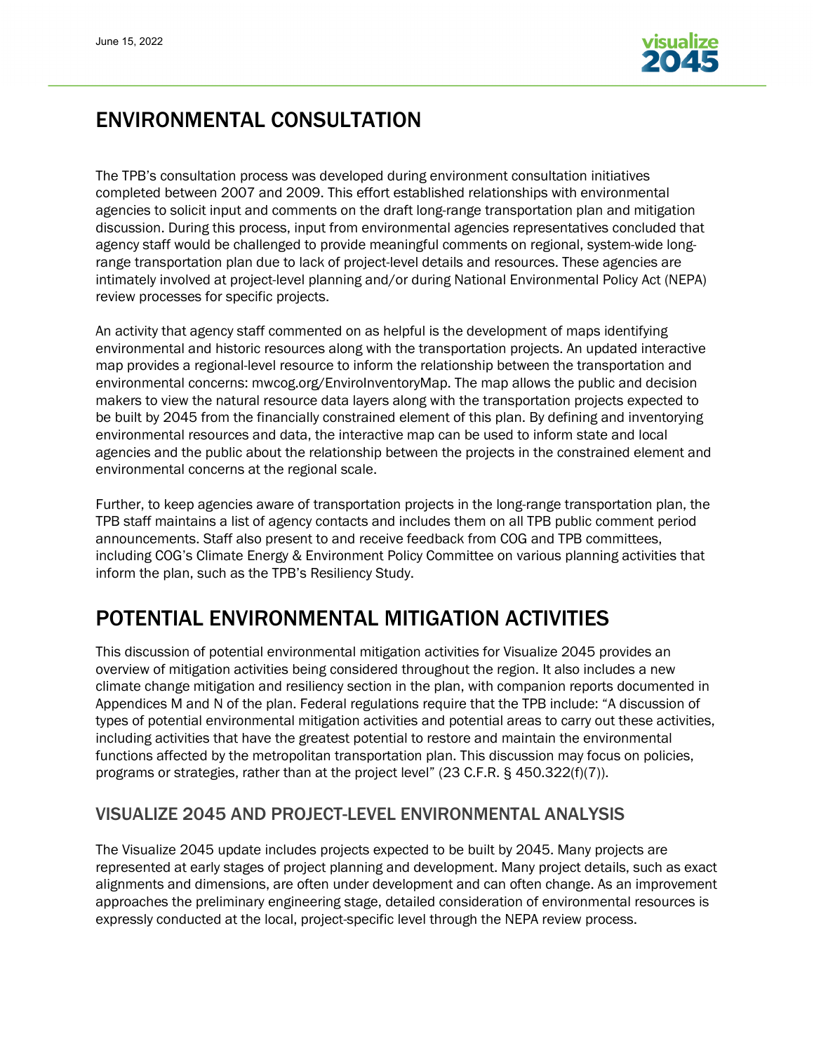# ENVIRONMENTAL CONSULTATION

The TPB's consultation process was developed during environment consultation initiatives completed between 2007 and 2009. This effort established relationships with environmental agencies to solicit input and comments on the draft long-range transportation plan and mitigation discussion. During this process, input from environmental agencies representatives concluded that agency staff would be challenged to provide meaningful comments on regional, system-wide long-range transportation plan due to lack of project-level details and resources. These agencies are intimately involved at project-level planning and/or during National Environmental Policy Act (NEPA) review processes for specific projects.

An activity that agency staff commented on as helpful is the development of maps identifying environmental and historic resources along with the transportation projects. An updated interactive map provides a regional-level resource to inform the relationship between the transportation and environmental concerns: mwcog.org/EnviroInventoryMap. The map allows the public and decision makers to view the natural resource data layers along with the transportation projects expected to be built by 2045 from the financially constrained element of this plan. By defining and inventorying environmental resources and data, the interactive map can be used to inform state and local agencies and the public about the relationship between the projects in the constrained element and environmental concerns at the regional scale.

Further, to keep agencies aware of transportation projects in the long-range transportation plan, the TPB staff maintains a list of agency contacts and includes them on all TPB public comment period announcements. Staff also present to and receive feedback from COG and TPB committees, including COG's Climate Energy & Environment Policy Committee on various planning activities that inform the plan, such as the TPB's Resiliency Study.

# POTENTIAL ENVIRONMENTAL MITIGATION ACTIVITIES

This discussion of potential environmental mitigation activities for Visualize 2045 provides an overview of mitigation activities being considered throughout the region. It also includes a new climate change mitigation and resiliency section in the plan, with companion reports documented in Appendices M and N of the plan. Federal regulations require that the TPB include: "A discussion of types of potential environmental mitigation activities and potential areas to carry out these activities, including activities that have the greatest potential to restore and maintain the environmental functions affected by the metropolitan transportation plan. This discussion may focus on policies, programs or strategies, rather than at the project level" (23 C.F.R. § 450.322(f)(7)).

## VISUALIZE 2045 AND PROJECT-LEVEL ENVIRONMENTAL ANALYSIS

The Visualize 2045 update includes projects expected to be built by 2045. Many projects are represented at early stages of project planning and development. Many project details, such as exact alignments and dimensions, are often under development and can often change. As an improvement approaches the preliminary engineering stage, detailed consideration of environmental resources is expressly conducted at the local, project-specific level through the NEPA review process.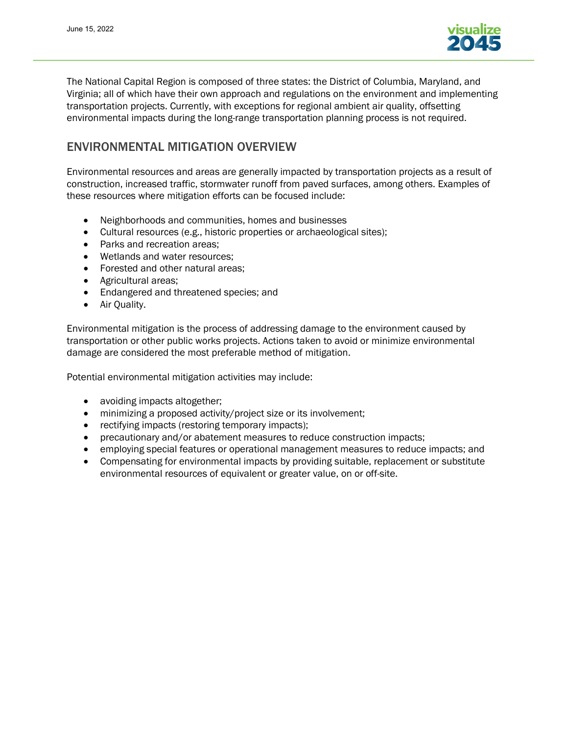The National Capital Region is composed of three states: the District of Columbia, Maryland, and Virginia; all of which have their own approach and regulations on the environment and implementing transportation projects. Currently, with exceptions for regional ambient air quality, offsetting environmental impacts during the long-range transportation planning process is not required.

## ENVIRONMENTAL MITIGATION OVERVIEW

Environmental resources and areas are generally impacted by transportation projects as a result of construction, increased traffic, stormwater runoff from paved surfaces, among others. Examples of these resources where mitigation efforts can be focused include:

- Neighborhoods and communities, homes and businesses
- Cultural resources (e.g., historic properties or archaeological sites);
- Parks and recreation areas;
- Wetlands and water resources;
- Forested and other natural areas;
- Agricultural areas;
- Endangered and threatened species; and
- Air Quality.

Environmental mitigation is the process of addressing damage to the environment caused by transportation or other public works projects. Actions taken to avoid or minimize environmental damage are considered the most preferable method of mitigation.

Potential environmental mitigation activities may include:

- avoiding impacts altogether;
- minimizing a proposed activity/project size or its involvement;
- rectifying impacts (restoring temporary impacts);
- precautionary and/or abatement measures to reduce construction impacts;
- employing special features or operational management measures to reduce impacts; and
- Compensating for environmental impacts by providing suitable, replacement or substitute environmental resources of equivalent or greater value, on or off-site.